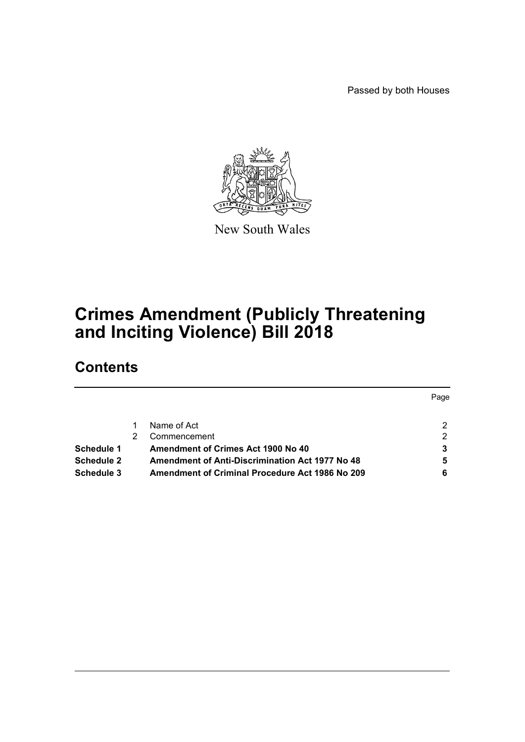Passed by both Houses

New South Wales

# Crimes Amendment (Publicly Threatening and Inciting Violence) Bill 2018

## Contents

| | | | Page |
|---|---|---|---|
| | 1 | Name of Act | 2 |
| | 2 | Commencement | 2 |
| **Schedule 1** | | **Amendment of Crimes Act 1900 No 40** | **3** |
| **Schedule 2** | | **Amendment of Anti-Discrimination Act 1977 No 48** | **5** |
| **Schedule 3** | | **Amendment of Criminal Procedure Act 1986 No 209** | **6** |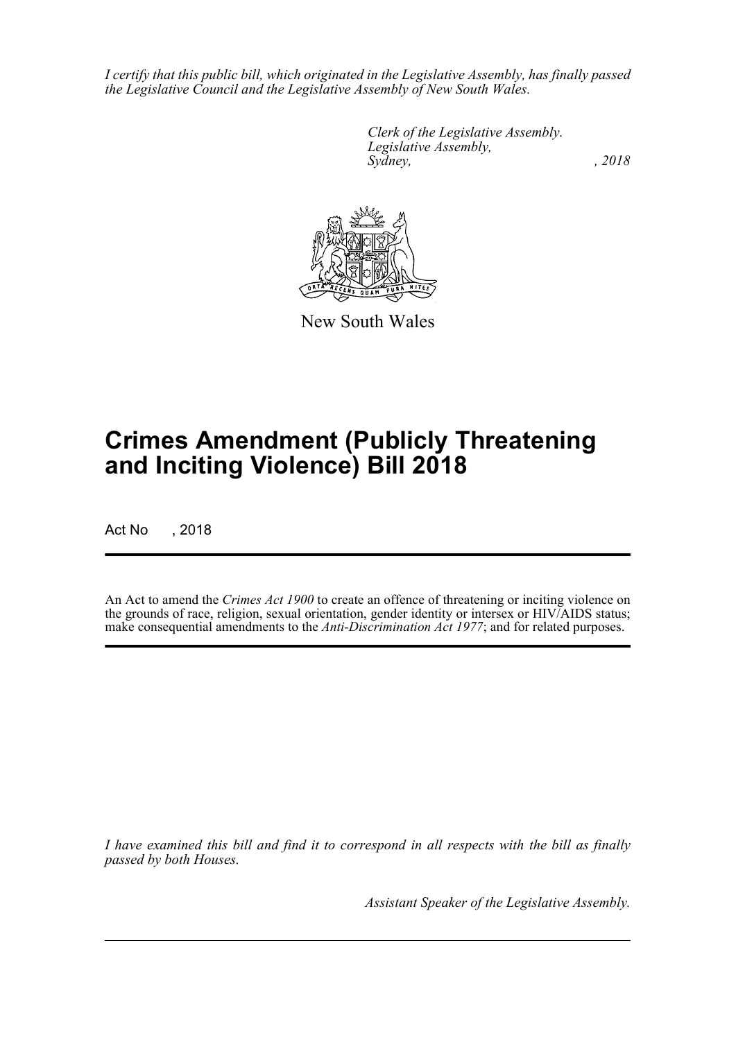*I certify that this public bill, which originated in the Legislative Assembly, has finally passed the Legislative Council and the Legislative Assembly of New South Wales.*

*Clerk of the Legislative Assembly.*
*Legislative Assembly,*
*Sydney, , 2018*

New South Wales

# Crimes Amendment (Publicly Threatening and Inciting Violence) Bill 2018

Act No , 2018

An Act to amend the *Crimes Act 1900* to create an offence of threatening or inciting violence on the grounds of race, religion, sexual orientation, gender identity or intersex or HIV/AIDS status; make consequential amendments to the *Anti-Discrimination Act 1977*; and for related purposes.

*I have examined this bill and find it to correspond in all respects with the bill as finally passed by both Houses.*

*Assistant Speaker of the Legislative Assembly.*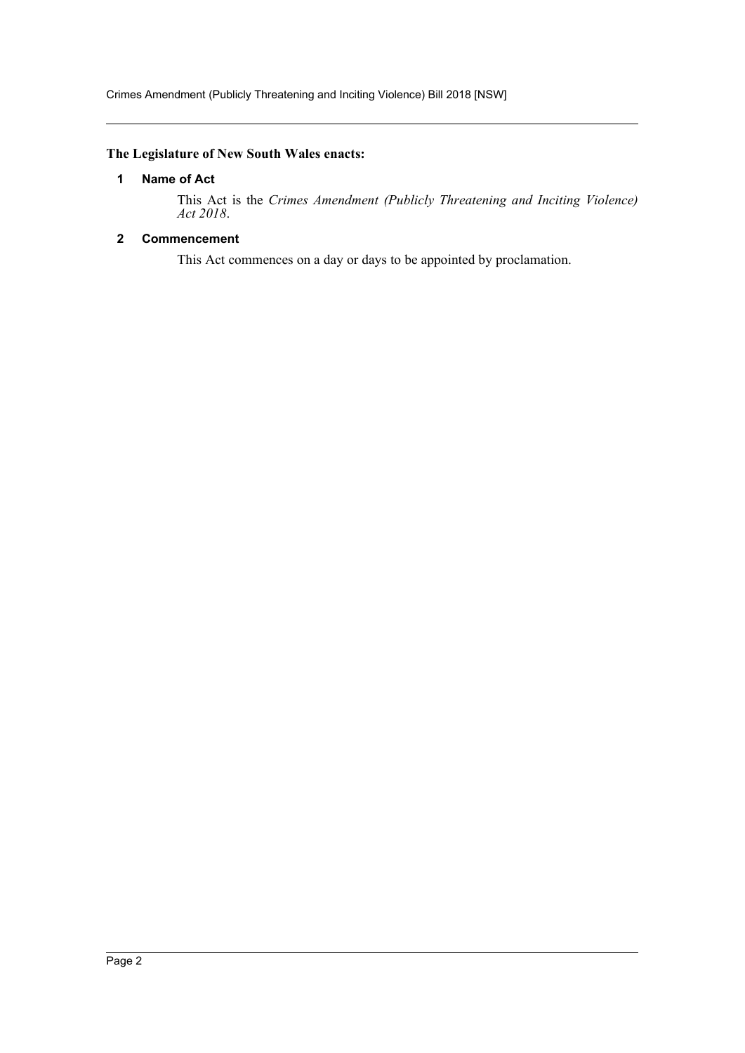**The Legislature of New South Wales enacts:**

### 1 Name of Act

This Act is the *Crimes Amendment (Publicly Threatening and Inciting Violence) Act 2018*.

### 2 Commencement

This Act commences on a day or days to be appointed by proclamation.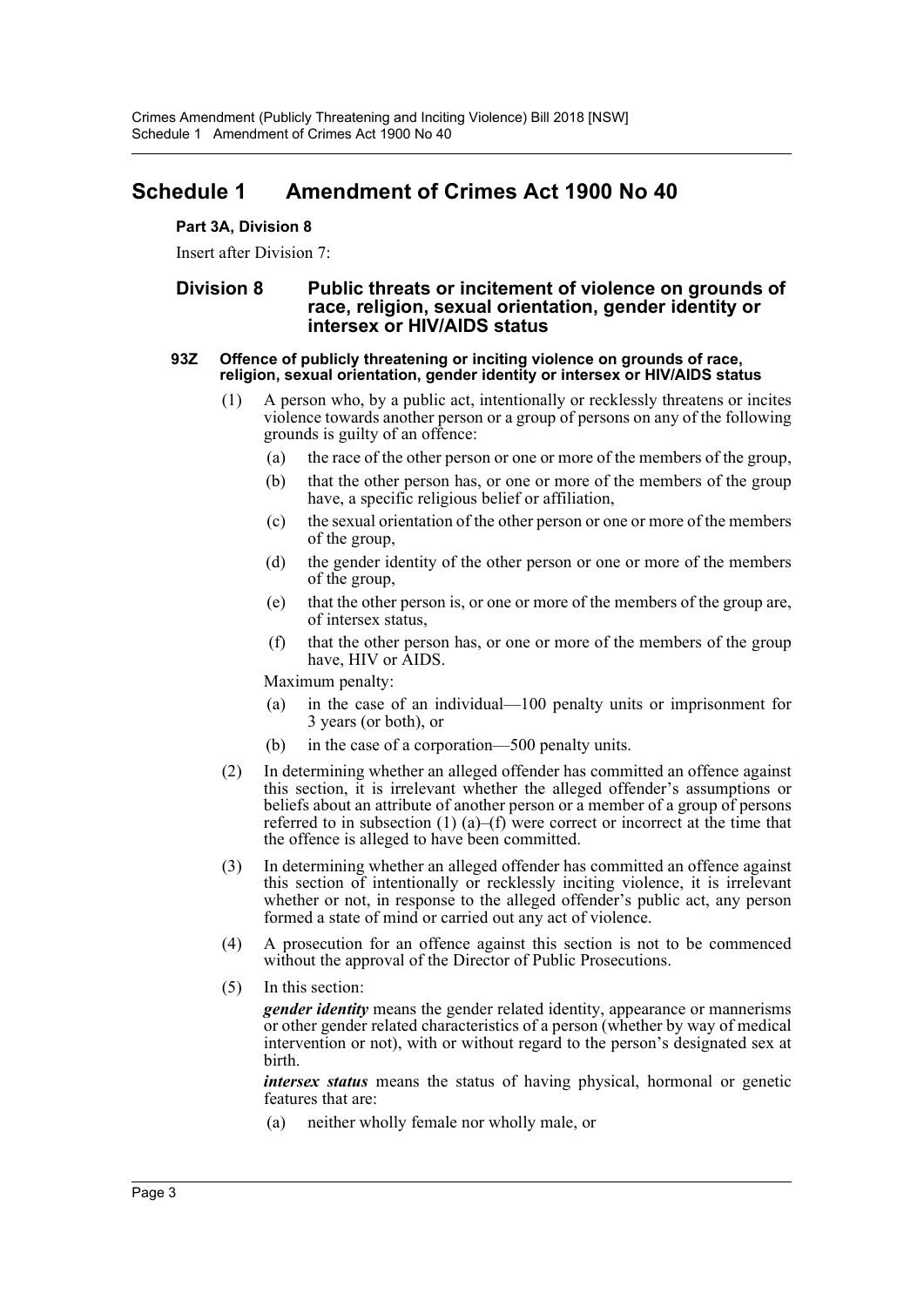# Schedule 1 Amendment of Crimes Act 1900 No 40

**Part 3A, Division 8**

Insert after Division 7:

## Division 8 Public threats or incitement of violence on grounds of race, religion, sexual orientation, gender identity or intersex or HIV/AIDS status

### 93Z Offence of publicly threatening or inciting violence on grounds of race, religion, sexual orientation, gender identity or intersex or HIV/AIDS status

(1) A person who, by a public act, intentionally or recklessly threatens or incites violence towards another person or a group of persons on any of the following grounds is guilty of an offence:

- (a) the race of the other person or one or more of the members of the group,
- (b) that the other person has, or one or more of the members of the group have, a specific religious belief or affiliation,
- (c) the sexual orientation of the other person or one or more of the members of the group,
- (d) the gender identity of the other person or one or more of the members of the group,
- (e) that the other person is, or one or more of the members of the group are, of intersex status,
- (f) that the other person has, or one or more of the members of the group have, HIV or AIDS.

Maximum penalty:

- (a) in the case of an individual—100 penalty units or imprisonment for 3 years (or both), or
- (b) in the case of a corporation—500 penalty units.

(2) In determining whether an alleged offender has committed an offence against this section, it is irrelevant whether the alleged offender's assumptions or beliefs about an attribute of another person or a member of a group of persons referred to in subsection (1) (a)–(f) were correct or incorrect at the time that the offence is alleged to have been committed.

(3) In determining whether an alleged offender has committed an offence against this section of intentionally or recklessly inciting violence, it is irrelevant whether or not, in response to the alleged offender's public act, any person formed a state of mind or carried out any act of violence.

(4) A prosecution for an offence against this section is not to be commenced without the approval of the Director of Public Prosecutions.

(5) In this section:

***gender identity*** means the gender related identity, appearance or mannerisms or other gender related characteristics of a person (whether by way of medical intervention or not), with or without regard to the person's designated sex at birth.

***intersex status*** means the status of having physical, hormonal or genetic features that are:

- (a) neither wholly female nor wholly male, or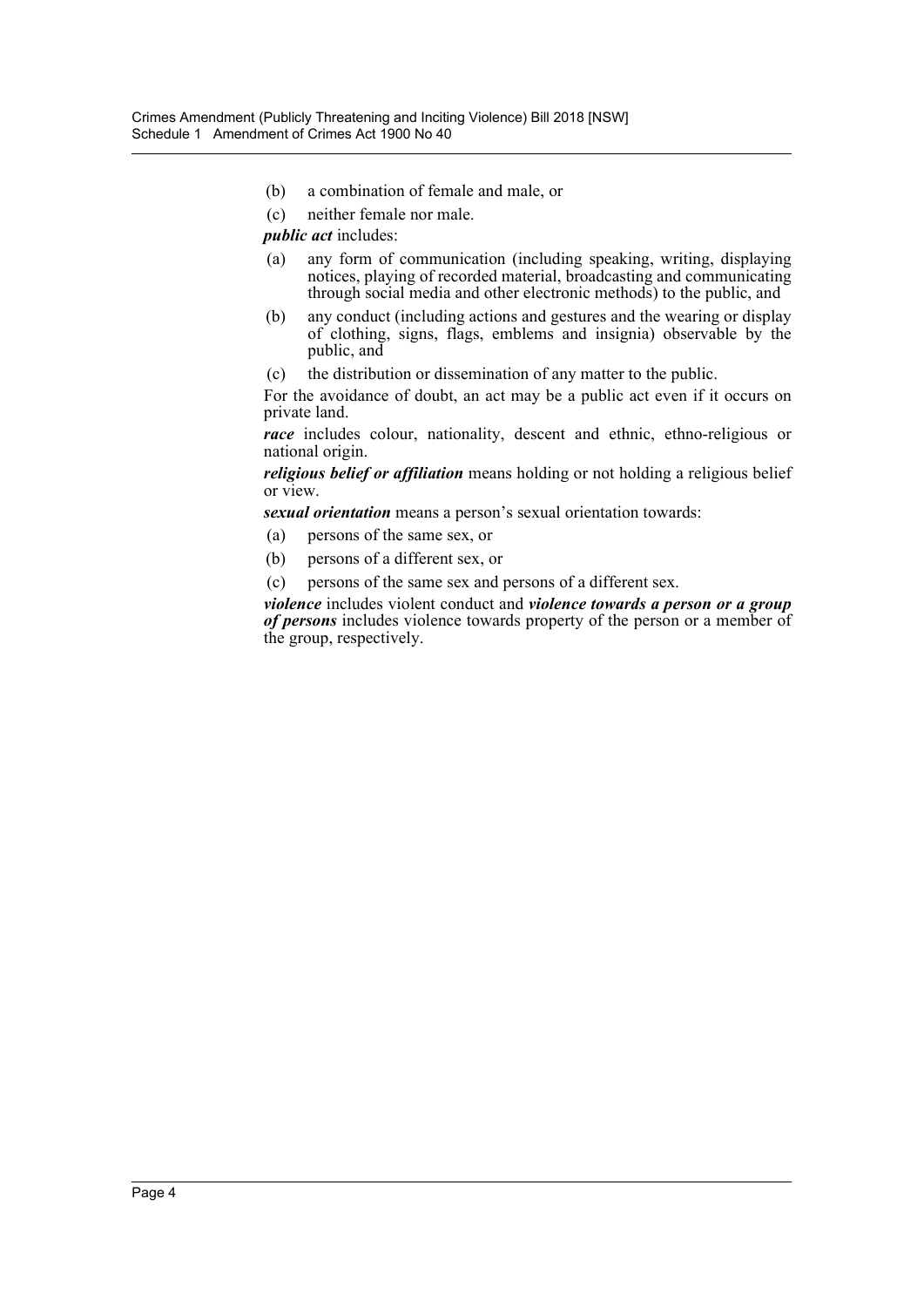(b) a combination of female and male, or

(c) neither female nor male.

***public act*** includes:

(a) any form of communication (including speaking, writing, displaying notices, playing of recorded material, broadcasting and communicating through social media and other electronic methods) to the public, and

(b) any conduct (including actions and gestures and the wearing or display of clothing, signs, flags, emblems and insignia) observable by the public, and

(c) the distribution or dissemination of any matter to the public.

For the avoidance of doubt, an act may be a public act even if it occurs on private land.

***race*** includes colour, nationality, descent and ethnic, ethno-religious or national origin.

***religious belief or affiliation*** means holding or not holding a religious belief or view.

***sexual orientation*** means a person's sexual orientation towards:

(a) persons of the same sex, or

(b) persons of a different sex, or

(c) persons of the same sex and persons of a different sex.

***violence*** includes violent conduct and ***violence towards a person or a group of persons*** includes violence towards property of the person or a member of the group, respectively.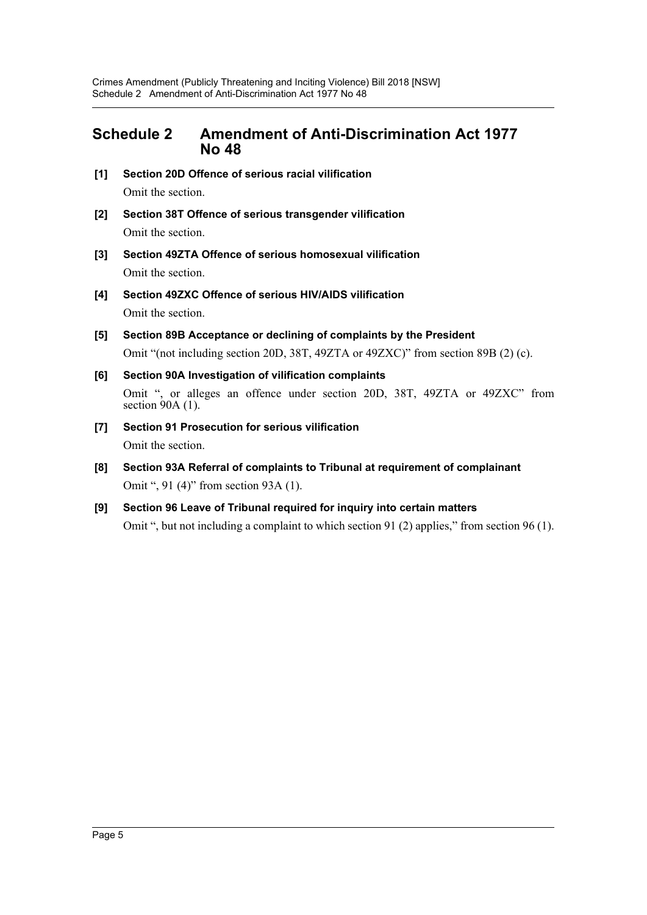## Schedule 2 Amendment of Anti-Discrimination Act 1977 No 48

**[1] Section 20D Offence of serious racial vilification**

Omit the section.

**[2] Section 38T Offence of serious transgender vilification**

Omit the section.

**[3] Section 49ZTA Offence of serious homosexual vilification**

Omit the section.

**[4] Section 49ZXC Offence of serious HIV/AIDS vilification**

Omit the section.

**[5] Section 89B Acceptance or declining of complaints by the President**

Omit "(not including section 20D, 38T, 49ZTA or 49ZXC)" from section 89B (2) (c).

**[6] Section 90A Investigation of vilification complaints**

Omit ", or alleges an offence under section 20D, 38T, 49ZTA or 49ZXC" from section 90A (1).

**[7] Section 91 Prosecution for serious vilification**

Omit the section.

**[8] Section 93A Referral of complaints to Tribunal at requirement of complainant**

Omit ", 91 (4)" from section 93A (1).

**[9] Section 96 Leave of Tribunal required for inquiry into certain matters**

Omit ", but not including a complaint to which section 91 (2) applies," from section 96 (1).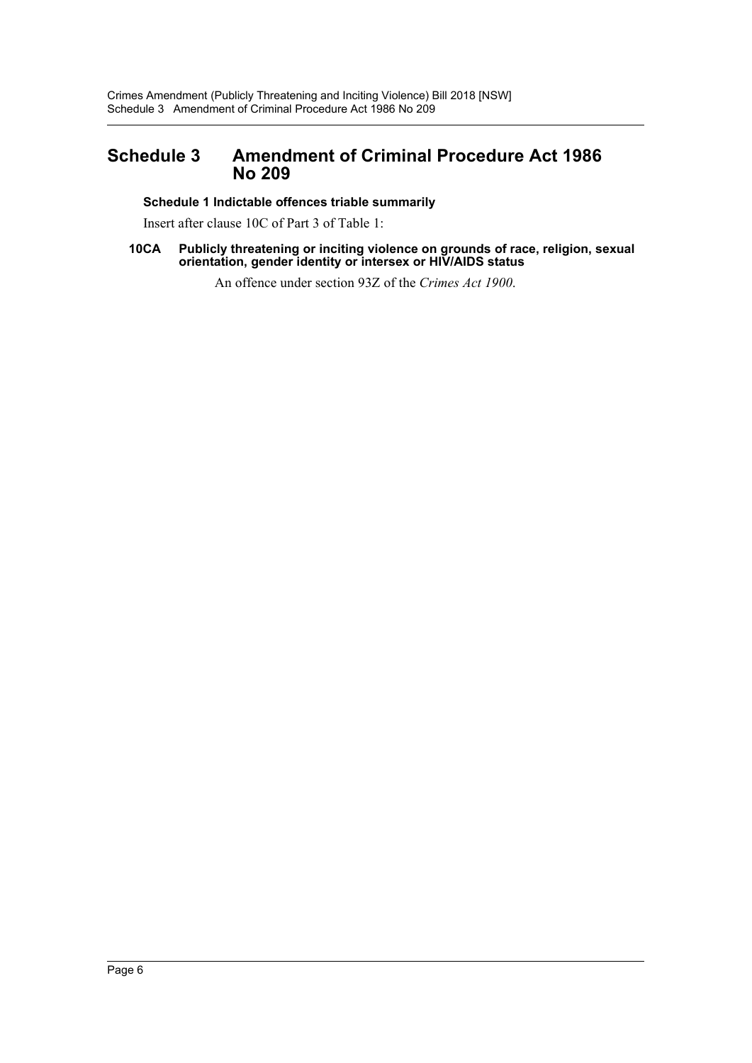# Schedule 3 Amendment of Criminal Procedure Act 1986 No 209

**Schedule 1 Indictable offences triable summarily**

Insert after clause 10C of Part 3 of Table 1:

**10CA Publicly threatening or inciting violence on grounds of race, religion, sexual orientation, gender identity or intersex or HIV/AIDS status**

An offence under section 93Z of the *Crimes Act 1900*.